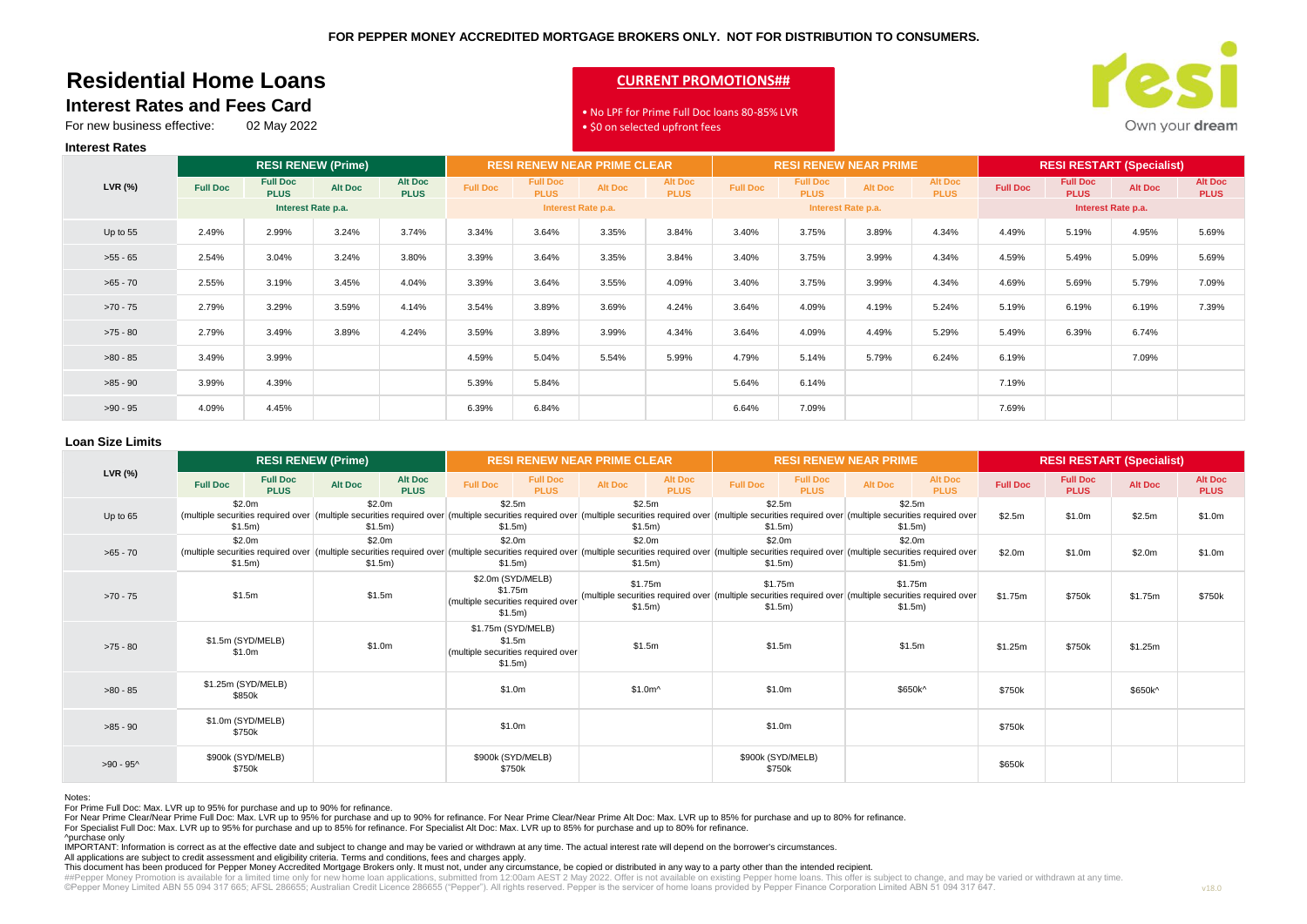FOR PEPPER MONEY ACCREDITED MORTGAGE BROKERS ONLY. NOT FOR DISTRIBUTION TO CONSUMERS.

# Residential Home Loans

## Interest Rates and Fees Card

For new business effective: 02 May 2022

**CURRENT PROMOTIONS##**

- No LPF for Prime Full Doc loans 80-85% LVR
- $0 on selected upfront fees

resi — Own your dream

### Interest Rates

| LVR (%) | RESI RENEW (Prime) | | | | RESI RENEW NEAR PRIME CLEAR | | | | RESI RENEW NEAR PRIME | | | | RESI RESTART (Specialist) | | | |
|---|---|---|---|---|---|---|---|---|---|---|---|---|---|---|---|---|
| | Full Doc | Full Doc PLUS | Alt Doc | Alt Doc PLUS | Full Doc | Full Doc PLUS | Alt Doc | Alt Doc PLUS | Full Doc | Full Doc PLUS | Alt Doc | Alt Doc PLUS | Full Doc | Full Doc PLUS | Alt Doc | Alt Doc PLUS |
| | Interest Rate p.a. | | | | Interest Rate p.a. | | | | Interest Rate p.a. | | | | Interest Rate p.a. | | | |
| Up to 55 | 2.49% | 2.99% | 3.24% | 3.74% | 3.34% | 3.64% | 3.35% | 3.84% | 3.40% | 3.75% | 3.89% | 4.34% | 4.49% | 5.19% | 4.95% | 5.69% |
| >55 - 65 | 2.54% | 3.04% | 3.24% | 3.80% | 3.39% | 3.64% | 3.35% | 3.84% | 3.40% | 3.75% | 3.99% | 4.34% | 4.59% | 5.49% | 5.09% | 5.69% |
| >65 - 70 | 2.55% | 3.19% | 3.45% | 4.04% | 3.39% | 3.64% | 3.55% | 4.09% | 3.40% | 3.75% | 3.99% | 4.34% | 4.69% | 5.69% | 5.79% | 7.09% |
| >70 - 75 | 2.79% | 3.29% | 3.59% | 4.14% | 3.54% | 3.89% | 3.69% | 4.24% | 3.64% | 4.09% | 4.19% | 5.24% | 5.19% | 6.19% | 6.19% | 7.39% |
| >75 - 80 | 2.79% | 3.49% | 3.89% | 4.24% | 3.59% | 3.89% | 3.99% | 4.34% | 3.64% | 4.09% | 4.49% | 5.29% | 5.49% | 6.39% | 6.74% | |
| >80 - 85 | 3.49% | 3.99% | | | 4.59% | 5.04% | 5.54% | 5.99% | 4.79% | 5.14% | 5.79% | 6.24% | 6.19% | | 7.09% | |
| >85 - 90 | 3.99% | 4.39% | | | 5.39% | 5.84% | | | 5.64% | 6.14% | | | 7.19% | | | |
| >90 - 95 | 4.09% | 4.45% | | | 6.39% | 6.84% | | | 6.64% | 7.09% | | | 7.69% | | | |

### Loan Size Limits

| LVR (%) | RESI RENEW (Prime) | | | | RESI RENEW NEAR PRIME CLEAR | | | | RESI RENEW NEAR PRIME | | | | RESI RESTART (Specialist) | | | |
|---|---|---|---|---|---|---|---|---|---|---|---|---|---|---|---|---|
| | Full Doc | Full Doc PLUS | Alt Doc | Alt Doc PLUS | Full Doc | Full Doc PLUS | Alt Doc | Alt Doc PLUS | Full Doc | Full Doc PLUS | Alt Doc | Alt Doc PLUS | Full Doc | Full Doc PLUS | Alt Doc | Alt Doc PLUS |
| Up to 65 | $2.0m (multiple securities required over $1.5m) | | $2.0m (multiple securities required over $1.5m) | | $2.5m (multiple securities required over $1.5m) | | $2.5m (multiple securities required over $1.5m) | | $2.5m (multiple securities required over $1.5m) | | $2.5m (multiple securities required over $1.5m) | | $2.5m | $1.0m | $2.5m | $1.0m |
| >65 - 70 | $2.0m (multiple securities required over $1.5m) | | $2.0m (multiple securities required over $1.5m) | | $2.0m (multiple securities required over $1.5m) | | $2.0m (multiple securities required over $1.5m) | | $2.0m (multiple securities required over $1.5m) | | $2.0m (multiple securities required over $1.5m) | | $2.0m | $1.0m | $2.0m | $1.0m |
| >70 - 75 | $1.5m | | $1.5m | | $2.0m (SYD/MELB) $1.75m (multiple securities required over $1.5m) | | $1.75m (multiple securities required over $1.5m) | | $1.75m (multiple securities required over $1.5m) | | $1.75m (multiple securities required over $1.5m) | | $1.75m | $750k | $1.75m | $750k |
| >75 - 80 | $1.5m (SYD/MELB) $1.0m | | $1.0m | | $1.75m (SYD/MELB) $1.5m (multiple securities required over $1.5m) | | $1.5m | | $1.5m | | $1.5m | | $1.25m | $750k | $1.25m | |
| >80 - 85 | $1.25m (SYD/MELB) $850k | | | | $1.0m | | $1.0m^ | | $1.0m | | $650k^ | | $750k | | $650k^ | |
| >85 - 90 | $1.0m (SYD/MELB) $750k | | | | $1.0m | | | | $1.0m | | | | $750k | | | |
| >90 - 95^ | $900k (SYD/MELB) $750k | | | | $900k (SYD/MELB) $750k | | | | $900k (SYD/MELB) $750k | | | | $650k | | | |

Notes:

For Prime Full Doc: Max. LVR up to 95% for purchase and up to 90% for refinance.

For Near Prime Clear/Near Prime Full Doc: Max. LVR up to 95% for purchase and up to 90% for refinance. For Near Prime Clear/Near Prime Alt Doc: Max. LVR up to 85% for purchase and up to 80% for refinance.

For Specialist Full Doc: Max. LVR up to 95% for purchase and up to 85% for refinance. For Specialist Alt Doc: Max. LVR up to 85% for purchase and up to 80% for refinance.

^purchase only

IMPORTANT: Information is correct as at the effective date and subject to change and may be varied or withdrawn at any time. The actual interest rate will depend on the borrower's circumstances.

All applications are subject to credit assessment and eligibility criteria. Terms and conditions, fees and charges apply.

This document has been produced for Pepper Money Accredited Mortgage Brokers only. It must not, under any circumstance, be copied or distributed in any way to a party other than the intended recipient.

##Pepper Money Promotion is available for a limited time only for new home loan applications, submitted from 12:00am AEST 2 May 2022. Offer is not available on existing Pepper home loans. This offer is subject to change, and may be varied or withdrawn at any time.

©Pepper Money Limited ABN 55 094 317 665; AFSL 286655; Australian Credit Licence 286655 ("Pepper"). All rights reserved. Pepper is the servicer of home loans provided by Pepper Finance Corporation Limited ABN 51 094 317 647.

v18.0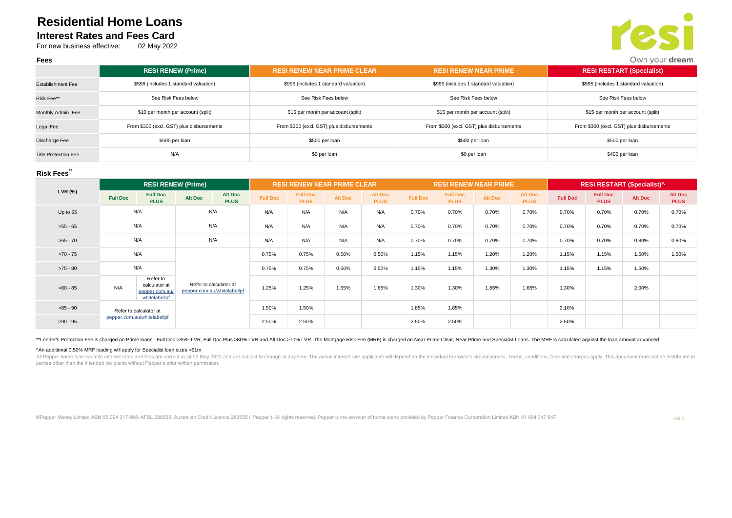# Residential Home Loans

## Interest Rates and Fees Card

For new business effective: 02 May 2022

Own your dream

### Fees

| | RESI RENEW (Prime) | RESI RENEW NEAR PRIME CLEAR | RESI RENEW NEAR PRIME | RESI RESTART (Specialist) |
|---|---|---|---|---|
| Establishment Fee | $599 (includes 1 standard valuation) | $995 (includes 1 standard valuation) | $995 (includes 1 standard valuation) | $995 (includes 1 standard valuation) |
| Risk Fee** | See Risk Fees below | See Risk Fees below | See Risk Fees below | See Risk Fees below |
| Monthly Admin. Fee | $10 per month per account (split) | $15 per month per account (split) | $15 per month per account (split) | $15 per month per account (split) |
| Legal Fee | From $300 (excl. GST) plus disbursements | From $300 (excl. GST) plus disbursements | From $300 (excl. GST) plus disbursements | From $300 (excl. GST) plus disbursements |
| Discharge Fee | $500 per loan | $500 per loan | $500 per loan | $500 per loan |
| Title Protection Fee | N/A | $0 per loan | $0 per loan | $400 per loan |

### Risk Fees**

| LVR (%) | RESI RENEW (Prime) | | | | RESI RENEW NEAR PRIME CLEAR | | | | RESI RENEW NEAR PRIME | | | | RESI RESTART (Specialist)^ | | | |
|---|---|---|---|---|---|---|---|---|---|---|---|---|---|---|---|---|
| | Full Doc | Full Doc PLUS | Alt Doc | Alt Doc PLUS | Full Doc | Full Doc PLUS | Alt Doc | Alt Doc PLUS | Full Doc | Full Doc PLUS | Alt Doc | Alt Doc PLUS | Full Doc | Full Doc PLUS | Alt Doc | Alt Doc PLUS |
| Up to 55 | N/A | | N/A | | N/A | N/A | N/A | N/A | 0.70% | 0.70% | 0.70% | 0.70% | 0.70% | 0.70% | 0.70% | 0.70% |
| >55 - 65 | N/A | | N/A | | N/A | N/A | N/A | N/A | 0.70% | 0.70% | 0.70% | 0.70% | 0.70% | 0.70% | 0.70% | 0.70% |
| >65 - 70 | N/A | | N/A | | N/A | N/A | N/A | N/A | 0.70% | 0.70% | 0.70% | 0.70% | 0.70% | 0.70% | 0.80% | 0.80% |
| >70 - 75 | N/A | | Refer to calculator at pepper.com.au/whitelabellpf | | 0.75% | 0.75% | 0.50% | 0.50% | 1.15% | 1.15% | 1.20% | 1.20% | 1.15% | 1.15% | 1.50% | 1.50% |
| >75 - 80 | N/A | | | | 0.75% | 0.75% | 0.50% | 0.50% | 1.15% | 1.15% | 1.30% | 1.30% | 1.15% | 1.15% | 1.50% | |
| >80 - 85 | N/A | Refer to calculator at pepper.com.au/whitelabellpf | | | 1.25% | 1.25% | 1.65% | 1.65% | 1.30% | 1.30% | 1.65% | 1.65% | 1.30% | | 2.00% | |
| >85 - 90 | Refer to calculator at pepper.com.au/whitelabellpf | | | | 1.50% | 1.50% | | | 1.85% | 1.85% | | | 2.10% | | | |
| >90 - 95 | | | | | 2.50% | 2.50% | | | 2.50% | 2.50% | | | 2.50% | | | |

**Lender's Protection Fee is charged on Prime loans - Full Doc >85% LVR, Full Doc Plus >80% LVR and Alt Doc >70% LVR. The Mortgage Risk Fee (MRF) is charged on Near Prime Clear, Near Prime and Specialist Loans. The MRF is calculated against the loan amount advanced.

^An additional 0.50% MRF loading will apply for Specialist loan sizes >$1m

All Pepper home loan variable interest rates and fees are correct as at 02 May 2022 and are subject to change at any time. The actual interest rate applicable will depend on the individual borrower's circumstances. Terms, conditions, fees and charges apply. This document must not be distributed to parties other than the intended recipients without Pepper's prior written permission.

©Pepper Money Limited ABN 55 094 317 665; AFSL 286655; Australian Credit Licence 286655 ("Pepper"). All rights reserved. Pepper is the servicer of home loans provided by Pepper Finance Corporation Limited ABN 51 094 317 647.

v18.0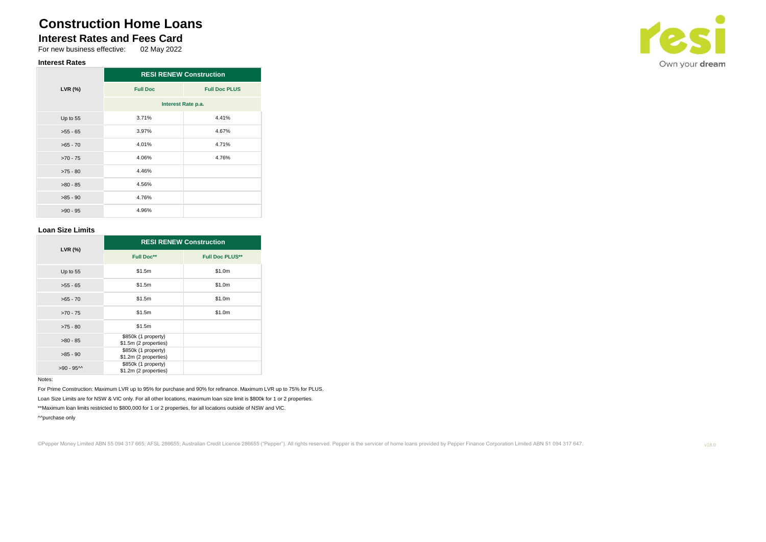# Construction Home Loans

## Interest Rates and Fees Card

For new business effective: 02 May 2022

### Interest Rates

| LVR (%) | RESI RENEW Construction | |
|---|---|---|
| | Full Doc | Full Doc PLUS |
| | Interest Rate p.a. | |
| Up to 55 | 3.71% | 4.41% |
| >55 - 65 | 3.97% | 4.67% |
| >65 - 70 | 4.01% | 4.71% |
| >70 - 75 | 4.06% | 4.76% |
| >75 - 80 | 4.46% | |
| >80 - 85 | 4.56% | |
| >85 - 90 | 4.76% | |
| >90 - 95 | 4.96% | |

### Loan Size Limits

| LVR (%) | RESI RENEW Construction | |
|---|---|---|
| | Full Doc** | Full Doc PLUS** |
| Up to 55 | $1.5m | $1.0m |
| >55 - 65 | $1.5m | $1.0m |
| >65 - 70 | $1.5m | $1.0m |
| >70 - 75 | $1.5m | $1.0m |
| >75 - 80 | $1.5m | |
| >80 - 85 | $850k (1 property) $1.5m (2 properties) | |
| >85 - 90 | $850k (1 property) $1.2m (2 properties) | |
| >90 - 95^^ | $850k (1 property) $1.2m (2 properties) | |

Notes:

For Prime Construction: Maximum LVR up to 95% for purchase and 90% for refinance. Maximum LVR up to 75% for PLUS.

Loan Size Limits are for NSW & VIC only. For all other locations, maximum loan size limit is $800k for 1 or 2 properties.

**Maximum loan limits restricted to $800,000 for 1 or 2 properties, for all locations outside of NSW and VIC.

^^purchase only

©Pepper Money Limited ABN 55 094 317 665; AFSL 286655; Australian Credit Licence 286655 ("Pepper"). All rights reserved. Pepper is the servicer of home loans provided by Pepper Finance Corporation Limited ABN 51 094 317 647.

v18.0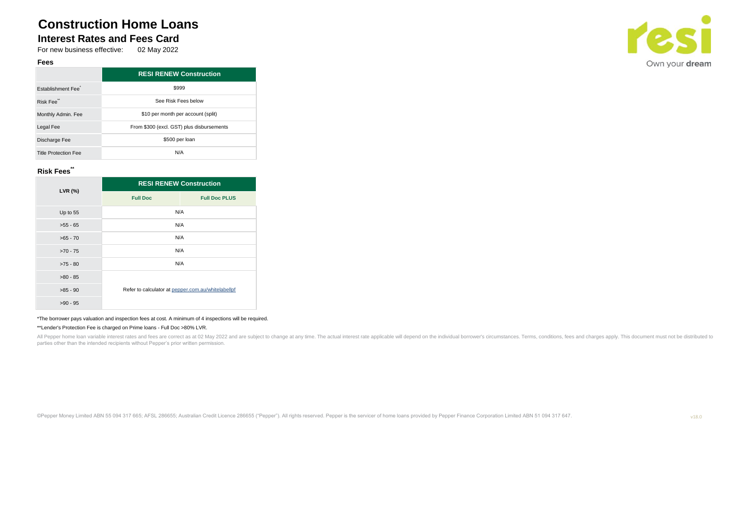# Construction Home Loans

## Interest Rates and Fees Card

For new business effective: 02 May 2022

### Fees

| | RESI RENEW Construction |
|---|---|
| Establishment Fee* | $999 |
| Risk Fee** | See Risk Fees below |
| Monthly Admin. Fee | $10 per month per account (split) |
| Legal Fee | From $300 (excl. GST) plus disbursements |
| Discharge Fee | $500 per loan |
| Title Protection Fee | N/A |

### Risk Fees**

| LVR (%) | RESI RENEW Construction | |
|---|---|---|
| | Full Doc | Full Doc PLUS |
| Up to 55 | N/A | |
| >55 - 65 | N/A | |
| >65 - 70 | N/A | |
| >70 - 75 | N/A | |
| >75 - 80 | N/A | |
| >80 - 85 | Refer to calculator at pepper.com.au/whitelabellpf | |
| >85 - 90 | | |
| >90 - 95 | | |

*The borrower pays valuation and inspection fees at cost. A minimum of 4 inspections will be required.

**Lender's Protection Fee is charged on Prime loans - Full Doc >80% LVR.

All Pepper home loan variable interest rates and fees are correct as at 02 May 2022 and are subject to change at any time. The actual interest rate applicable will depend on the individual borrower's circumstances. Terms, conditions, fees and charges apply. This document must not be distributed to parties other than the intended recipients without Pepper's prior written permission.

©Pepper Money Limited ABN 55 094 317 665; AFSL 286655; Australian Credit Licence 286655 ("Pepper"). All rights reserved. Pepper is the servicer of home loans provided by Pepper Finance Corporation Limited ABN 51 094 317 647.

v18.0